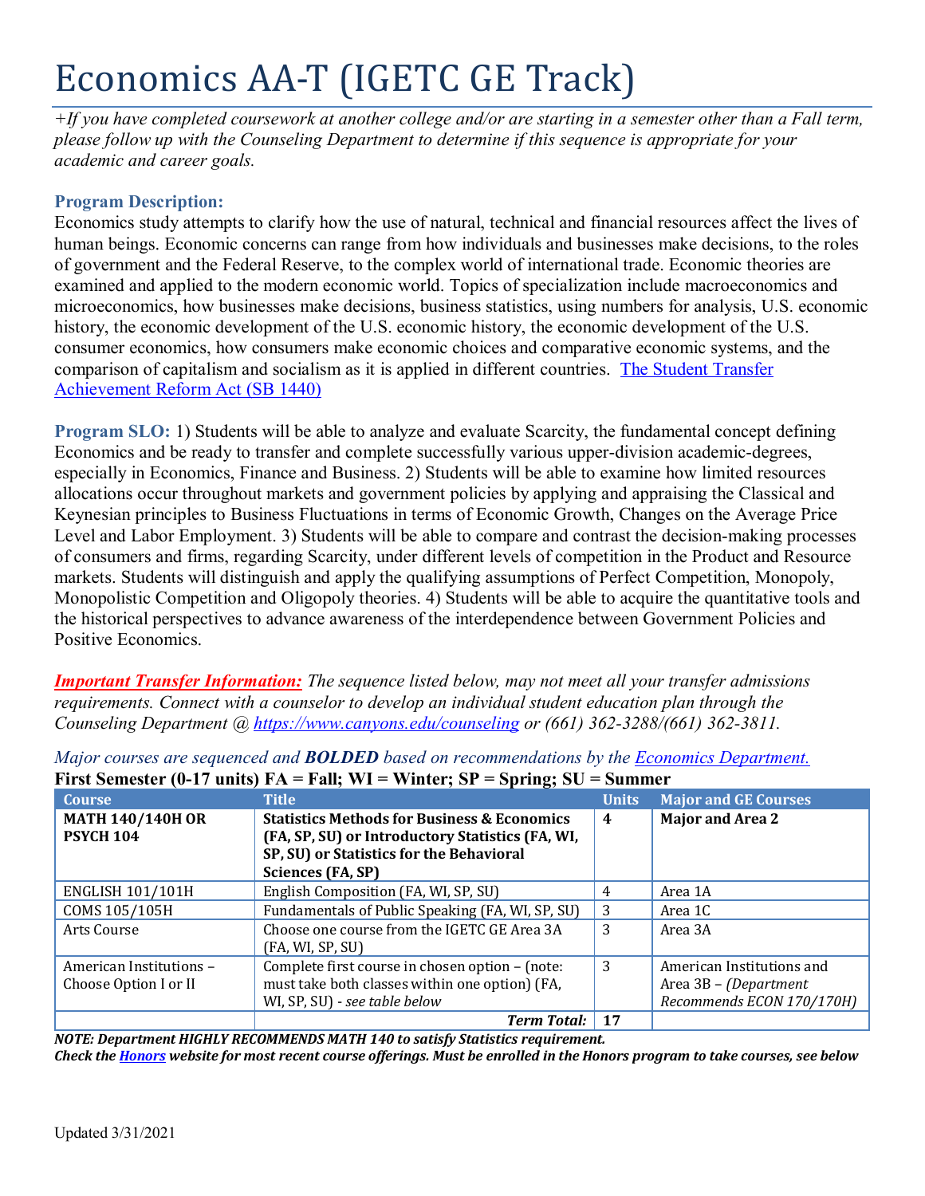# Economics AA-T (IGETC GE Track)

*+If you have completed coursework at another college and/or are starting in a semester other than a Fall term, please follow up with the Counseling Department to determine if this sequence is appropriate for your academic and career goals.*

**Program Description:**
Economics study attempts to clarify how the use of natural, technical and financial resources affect the lives of human beings. Economic concerns can range from how individuals and businesses make decisions, to the roles of government and the Federal Reserve, to the complex world of international trade. Economic theories are examined and applied to the modern economic world. Topics of specialization include macroeconomics and microeconomics, how businesses make decisions, business statistics, using numbers for analysis, U.S. economic history, the economic development of the U.S. economic history, the economic development of the U.S. consumer economics, how consumers make economic choices and comparative economic systems, and the comparison of capitalism and socialism as it is applied in different countries. [The Student Transfer Achievement Reform Act (SB 1440)]

**Program SLO:** 1) Students will be able to analyze and evaluate Scarcity, the fundamental concept defining Economics and be ready to transfer and complete successfully various upper-division academic-degrees, especially in Economics, Finance and Business. 2) Students will be able to examine how limited resources allocations occur throughout markets and government policies by applying and appraising the Classical and Keynesian principles to Business Fluctuations in terms of Economic Growth, Changes on the Average Price Level and Labor Employment. 3) Students will be able to compare and contrast the decision-making processes of consumers and firms, regarding Scarcity, under different levels of competition in the Product and Resource markets. Students will distinguish and apply the qualifying assumptions of Perfect Competition, Monopoly, Monopolistic Competition and Oligopoly theories. 4) Students will be able to acquire the quantitative tools and the historical perspectives to advance awareness of the interdependence between Government Policies and Positive Economics.

***Important Transfer Information:*** *The sequence listed below, may not meet all your transfer admissions requirements. Connect with a counselor to develop an individual student education plan through the Counseling Department @ https://www.canyons.edu/counseling or (661) 362-3288/(661) 362-3811.*

*Major courses are sequenced and **BOLDED** based on recommendations by the Economics Department.*

**First Semester (0-17 units) FA = Fall; WI = Winter; SP = Spring; SU = Summer**

| Course | Title | Units | Major and GE Courses |
|---|---|---|---|
| **MATH 140/140H OR PSYCH 104** | **Statistics Methods for Business & Economics (FA, SP, SU) or Introductory Statistics (FA, WI, SP, SU) or Statistics for the Behavioral Sciences (FA, SP)** | **4** | **Major and Area 2** |
| ENGLISH 101/101H | English Composition (FA, WI, SP, SU) | 4 | Area 1A |
| COMS 105/105H | Fundamentals of Public Speaking (FA, WI, SP, SU) | 3 | Area 1C |
| Arts Course | Choose one course from the IGETC GE Area 3A (FA, WI, SP, SU) | 3 | Area 3A |
| American Institutions – Choose Option I or II | Complete first course in chosen option – (note: must take both classes within one option) (FA, WI, SP, SU) - *see table below* | 3 | American Institutions and Area 3B – *(Department Recommends ECON 170/170H)* |
| | ***Term Total:*** | **17** | |

***NOTE: Department HIGHLY RECOMMENDS MATH 140 to satisfy Statistics requirement.***
***Check the Honors website for most recent course offerings. Must be enrolled in the Honors program to take courses, see below***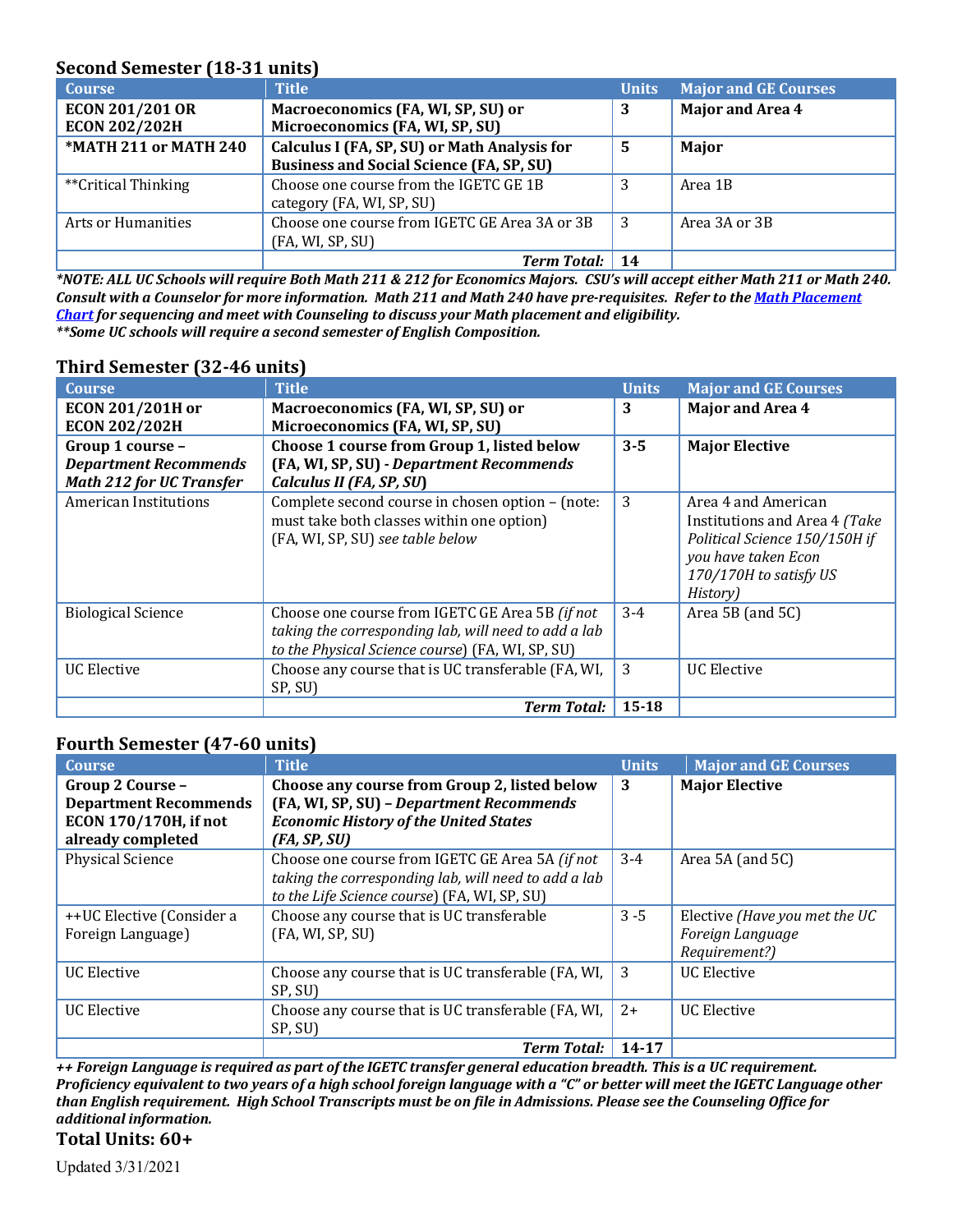## Second Semester (18-31 units)

| Course | Title | Units | Major and GE Courses |
|---|---|---|---|
| **ECON 201/201 OR ECON 202/202H** | **Macroeconomics (FA, WI, SP, SU) or Microeconomics (FA, WI, SP, SU)** | **3** | **Major and Area 4** |
| ***MATH 211 or MATH 240** | **Calculus I (FA, SP, SU) or Math Analysis for Business and Social Science (FA, SP, SU)** | **5** | **Major** |
| **Critical Thinking | Choose one course from the IGETC GE 1B category (FA, WI, SP, SU) | 3 | Area 1B |
| Arts or Humanities | Choose one course from IGETC GE Area 3A or 3B (FA, WI, SP, SU) | 3 | Area 3A or 3B |
| | ***Term Total:*** | **14** | |

***NOTE: ALL UC Schools will require Both Math 211 & 212 for Economics Majors. CSU's will accept either Math 211 or Math 240. Consult with a Counselor for more information. Math 211 and Math 240 have pre-requisites. Refer to the Math Placement Chart for sequencing and meet with Counseling to discuss your Math placement and eligibility.***
***\*\*Some UC schools will require a second semester of English Composition.***

## Third Semester (32-46 units)

| Course | Title | Units | Major and GE Courses |
|---|---|---|---|
| **ECON 201/201H or ECON 202/202H** | **Macroeconomics (FA, WI, SP, SU) or Microeconomics (FA, WI, SP, SU)** | **3** | **Major and Area 4** |
| **Group 1 course – *Department Recommends Math 212 for UC Transfer*** | **Choose 1 course from Group 1, listed below (FA, WI, SP, SU) - *Department Recommends Calculus II (FA, SP, SU)*** | **3-5** | **Major Elective** |
| American Institutions | Complete second course in chosen option – (note: must take both classes within one option) (FA, WI, SP, SU) *see table below* | 3 | Area 4 and American Institutions and Area 4 *(Take Political Science 150/150H if you have taken Econ 170/170H to satisfy US History)* |
| Biological Science | Choose one course from IGETC GE Area 5B *(if not taking the corresponding lab, will need to add a lab to the Physical Science course)* (FA, WI, SP, SU) | 3-4 | Area 5B (and 5C) |
| UC Elective | Choose any course that is UC transferable (FA, WI, SP, SU) | 3 | UC Elective |
| | ***Term Total:*** | **15-18** | |

## Fourth Semester (47-60 units)

| Course | Title | Units | Major and GE Courses |
|---|---|---|---|
| **Group 2 Course – Department Recommends ECON 170/170H, if not already completed** | **Choose any course from Group 2, listed below (FA, WI, SP, SU) – *Department Recommends Economic History of the United States (FA, SP, SU)*** | **3** | **Major Elective** |
| Physical Science | Choose one course from IGETC GE Area 5A *(if not taking the corresponding lab, will need to add a lab to the Life Science course)* (FA, WI, SP, SU) | 3-4 | Area 5A (and 5C) |
| ++UC Elective (Consider a Foreign Language) | Choose any course that is UC transferable (FA, WI, SP, SU) | 3 -5 | Elective *(Have you met the UC Foreign Language Requirement?)* |
| UC Elective | Choose any course that is UC transferable (FA, WI, SP, SU) | 3 | UC Elective |
| UC Elective | Choose any course that is UC transferable (FA, WI, SP, SU) | 2+ | UC Elective |
| | ***Term Total:*** | **14-17** | |

***++ Foreign Language is required as part of the IGETC transfer general education breadth. This is a UC requirement. Proficiency equivalent to two years of a high school foreign language with a "C" or better will meet the IGETC Language other than English requirement. High School Transcripts must be on file in Admissions. Please see the Counseling Office for additional information.***

**Total Units: 60+**

Updated 3/31/2021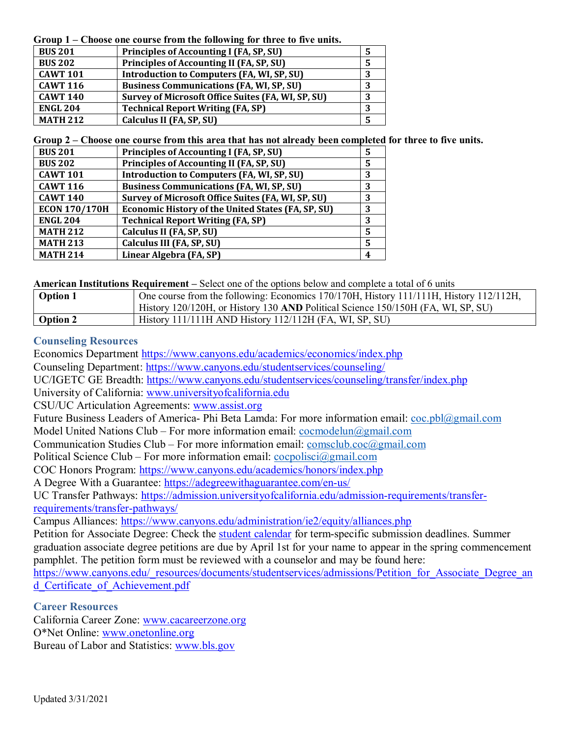**Group 1 – Choose one course from the following for three to five units.**

| | | |
|---|---|---|
| **BUS 201** | **Principles of Accounting I (FA, SP, SU)** | **5** |
| **BUS 202** | **Principles of Accounting II (FA, SP, SU)** | **5** |
| **CAWT 101** | **Introduction to Computers (FA, WI, SP, SU)** | **3** |
| **CAWT 116** | **Business Communications (FA, WI, SP, SU)** | **3** |
| **CAWT 140** | **Survey of Microsoft Office Suites (FA, WI, SP, SU)** | **3** |
| **ENGL 204** | **Technical Report Writing (FA, SP)** | **3** |
| **MATH 212** | **Calculus II (FA, SP, SU)** | **5** |

**Group 2 – Choose one course from this area that has not already been completed for three to five units.**

| | | |
|---|---|---|
| **BUS 201** | **Principles of Accounting I (FA, SP, SU)** | **5** |
| **BUS 202** | **Principles of Accounting II (FA, SP, SU)** | **5** |
| **CAWT 101** | **Introduction to Computers (FA, WI, SP, SU)** | **3** |
| **CAWT 116** | **Business Communications (FA, WI, SP, SU)** | **3** |
| **CAWT 140** | **Survey of Microsoft Office Suites (FA, WI, SP, SU)** | **3** |
| **ECON 170/170H** | **Economic History of the United States (FA, SP, SU)** | **3** |
| **ENGL 204** | **Technical Report Writing (FA, SP)** | **3** |
| **MATH 212** | **Calculus II (FA, SP, SU)** | **5** |
| **MATH 213** | **Calculus III (FA, SP, SU)** | **5** |
| **MATH 214** | **Linear Algebra (FA, SP)** | **4** |

**American Institutions Requirement –** Select one of the options below and complete a total of 6 units

| | |
|---|---|
| **Option 1** | One course from the following: Economics 170/170H, History 111/111H, History 112/112H, History 120/120H, or History 130 **AND** Political Science 150/150H (FA, WI, SP, SU) |
| **Option 2** | History 111/111H AND History 112/112H (FA, WI, SP, SU) |

## Counseling Resources

Economics Department https://www.canyons.edu/academics/economics/index.php
Counseling Department: https://www.canyons.edu/studentservices/counseling/
UC/IGETC GE Breadth: https://www.canyons.edu/studentservices/counseling/transfer/index.php
University of California: www.universityofcalifornia.edu
CSU/UC Articulation Agreements: www.assist.org
Future Business Leaders of America- Phi Beta Lamda: For more information email: coc.pbl@gmail.com
Model United Nations Club – For more information email: cocmodelun@gmail.com
Communication Studies Club – For more information email: comsclub.coc@gmail.com
Political Science Club – For more information email: cocpolisci@gmail.com
COC Honors Program: https://www.canyons.edu/academics/honors/index.php
A Degree With a Guarantee: https://adegreewithaguarantee.com/en-us/
UC Transfer Pathways: https://admission.universityofcalifornia.edu/admission-requirements/transfer-requirements/transfer-pathways/
Campus Alliances: https://www.canyons.edu/administration/ie2/equity/alliances.php
Petition for Associate Degree: Check the student calendar for term-specific submission deadlines. Summer graduation associate degree petitions are due by April 1st for your name to appear in the spring commencement pamphlet. The petition form must be reviewed with a counselor and may be found here: https://www.canyons.edu/_resources/documents/studentservices/admissions/Petition_for_Associate_Degree_and_Certificate_of_Achievement.pdf

## Career Resources

California Career Zone: www.cacareerzone.org
O*Net Online: www.onetonline.org
Bureau of Labor and Statistics: www.bls.gov

Updated 3/31/2021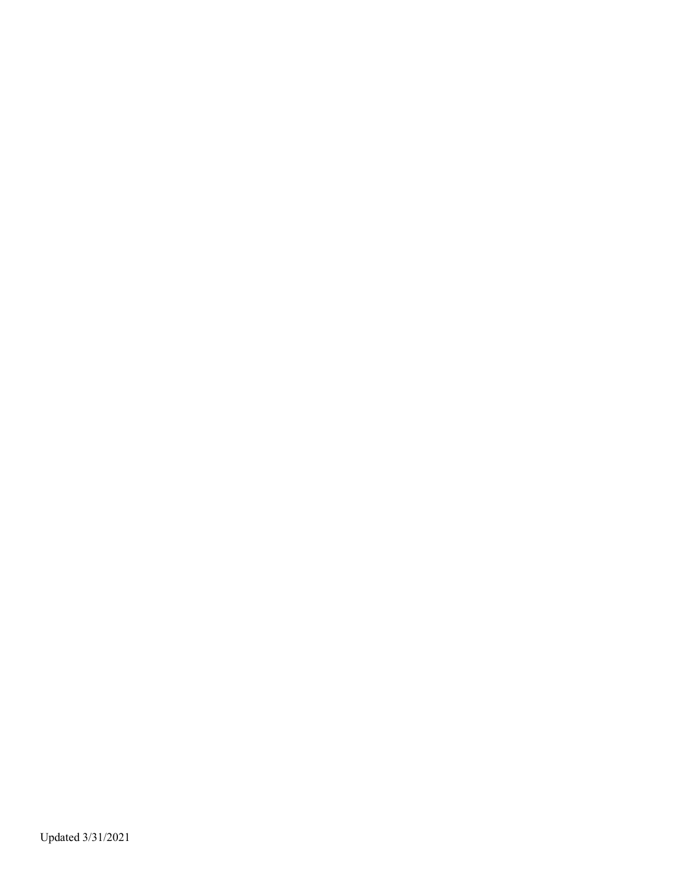Updated 3/31/2021